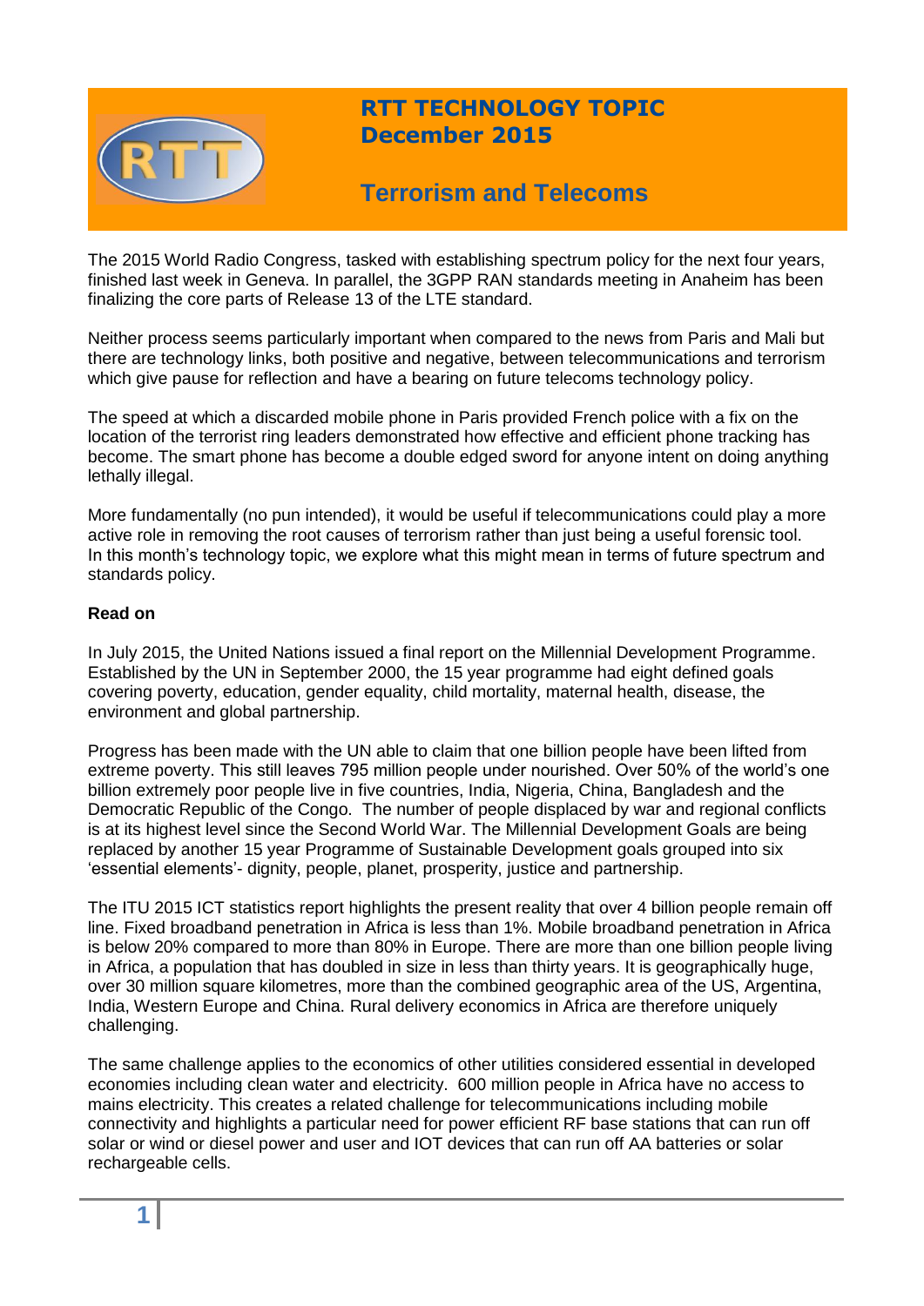# RTT TECHNOLOGY TOPIC
## December 2015

# Terrorism and Telecoms

The 2015 World Radio Congress, tasked with establishing spectrum policy for the next four years, finished last week in Geneva. In parallel, the 3GPP RAN standards meeting in Anaheim has been finalizing the core parts of Release 13 of the LTE standard.

Neither process seems particularly important when compared to the news from Paris and Mali but there are technology links, both positive and negative, between telecommunications and terrorism which give pause for reflection and have a bearing on future telecoms technology policy.

The speed at which a discarded mobile phone in Paris provided French police with a fix on the location of the terrorist ring leaders demonstrated how effective and efficient phone tracking has become. The smart phone has become a double edged sword for anyone intent on doing anything lethally illegal.

More fundamentally (no pun intended), it would be useful if telecommunications could play a more active role in removing the root causes of terrorism rather than just being a useful forensic tool. In this month's technology topic, we explore what this might mean in terms of future spectrum and standards policy.

**Read on**

In July 2015, the United Nations issued a final report on the Millennial Development Programme. Established by the UN in September 2000, the 15 year programme had eight defined goals covering poverty, education, gender equality, child mortality, maternal health, disease, the environment and global partnership.

Progress has been made with the UN able to claim that one billion people have been lifted from extreme poverty. This still leaves 795 million people under nourished. Over 50% of the world's one billion extremely poor people live in five countries, India, Nigeria, China, Bangladesh and the Democratic Republic of the Congo. The number of people displaced by war and regional conflicts is at its highest level since the Second World War. The Millennial Development Goals are being replaced by another 15 year Programme of Sustainable Development goals grouped into six 'essential elements'- dignity, people, planet, prosperity, justice and partnership.

The ITU 2015 ICT statistics report highlights the present reality that over 4 billion people remain off line. Fixed broadband penetration in Africa is less than 1%. Mobile broadband penetration in Africa is below 20% compared to more than 80% in Europe. There are more than one billion people living in Africa, a population that has doubled in size in less than thirty years. It is geographically huge, over 30 million square kilometres, more than the combined geographic area of the US, Argentina, India, Western Europe and China. Rural delivery economics in Africa are therefore uniquely challenging.

The same challenge applies to the economics of other utilities considered essential in developed economies including clean water and electricity. 600 million people in Africa have no access to mains electricity. This creates a related challenge for telecommunications including mobile connectivity and highlights a particular need for power efficient RF base stations that can run off solar or wind or diesel power and user and IOT devices that can run off AA batteries or solar rechargeable cells.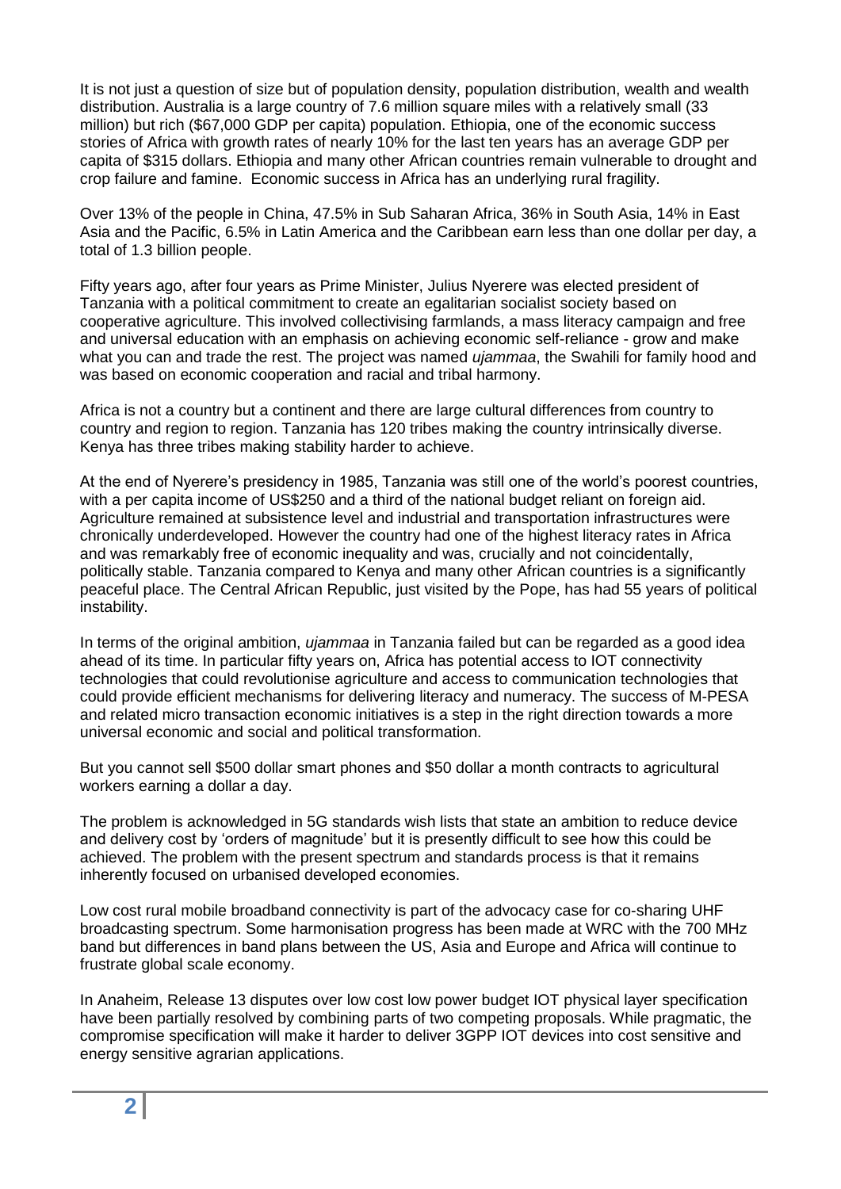It is not just a question of size but of population density, population distribution, wealth and wealth distribution. Australia is a large country of 7.6 million square miles with a relatively small (33 million) but rich ($67,000 GDP per capita) population. Ethiopia, one of the economic success stories of Africa with growth rates of nearly 10% for the last ten years has an average GDP per capita of $315 dollars. Ethiopia and many other African countries remain vulnerable to drought and crop failure and famine. Economic success in Africa has an underlying rural fragility.

Over 13% of the people in China, 47.5% in Sub Saharan Africa, 36% in South Asia, 14% in East Asia and the Pacific, 6.5% in Latin America and the Caribbean earn less than one dollar per day, a total of 1.3 billion people.

Fifty years ago, after four years as Prime Minister, Julius Nyerere was elected president of Tanzania with a political commitment to create an egalitarian socialist society based on cooperative agriculture. This involved collectivising farmlands, a mass literacy campaign and free and universal education with an emphasis on achieving economic self-reliance - grow and make what you can and trade the rest. The project was named *ujammaa*, the Swahili for family hood and was based on economic cooperation and racial and tribal harmony.

Africa is not a country but a continent and there are large cultural differences from country to country and region to region. Tanzania has 120 tribes making the country intrinsically diverse. Kenya has three tribes making stability harder to achieve.

At the end of Nyerere's presidency in 1985, Tanzania was still one of the world's poorest countries, with a per capita income of US$250 and a third of the national budget reliant on foreign aid. Agriculture remained at subsistence level and industrial and transportation infrastructures were chronically underdeveloped. However the country had one of the highest literacy rates in Africa and was remarkably free of economic inequality and was, crucially and not coincidentally, politically stable. Tanzania compared to Kenya and many other African countries is a significantly peaceful place. The Central African Republic, just visited by the Pope, has had 55 years of political instability.

In terms of the original ambition, *ujammaa* in Tanzania failed but can be regarded as a good idea ahead of its time. In particular fifty years on, Africa has potential access to IOT connectivity technologies that could revolutionise agriculture and access to communication technologies that could provide efficient mechanisms for delivering literacy and numeracy. The success of M-PESA and related micro transaction economic initiatives is a step in the right direction towards a more universal economic and social and political transformation.

But you cannot sell $500 dollar smart phones and $50 dollar a month contracts to agricultural workers earning a dollar a day.

The problem is acknowledged in 5G standards wish lists that state an ambition to reduce device and delivery cost by 'orders of magnitude' but it is presently difficult to see how this could be achieved. The problem with the present spectrum and standards process is that it remains inherently focused on urbanised developed economies.

Low cost rural mobile broadband connectivity is part of the advocacy case for co-sharing UHF broadcasting spectrum. Some harmonisation progress has been made at WRC with the 700 MHz band but differences in band plans between the US, Asia and Europe and Africa will continue to frustrate global scale economy.

In Anaheim, Release 13 disputes over low cost low power budget IOT physical layer specification have been partially resolved by combining parts of two competing proposals. While pragmatic, the compromise specification will make it harder to deliver 3GPP IOT devices into cost sensitive and energy sensitive agrarian applications.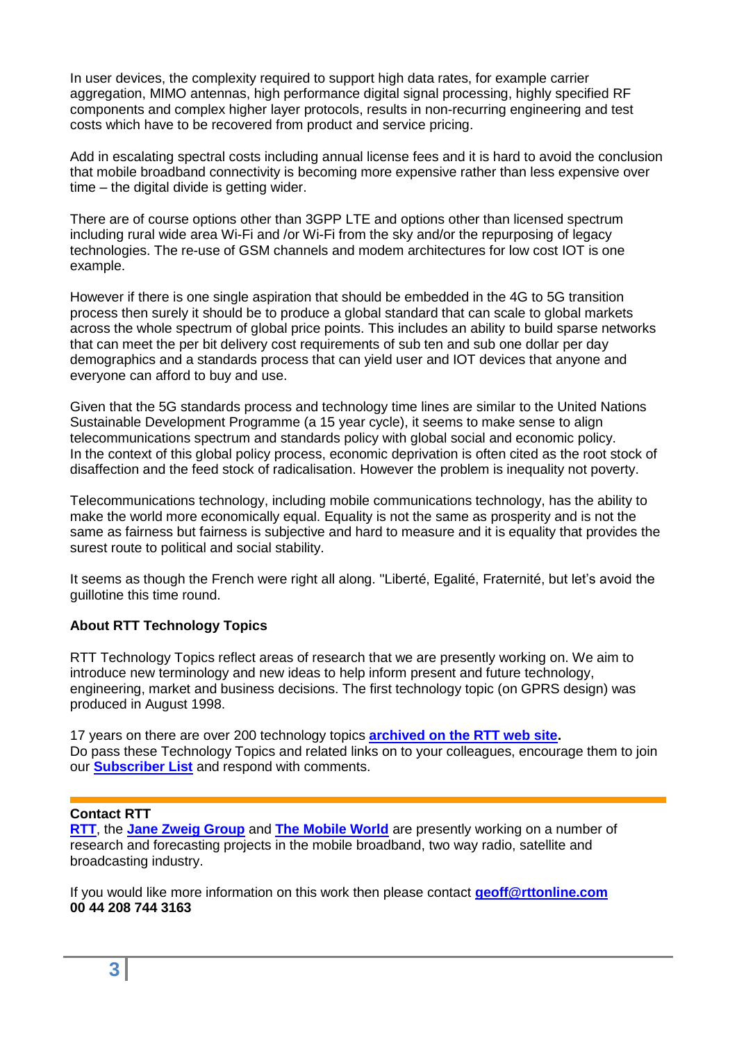In user devices, the complexity required to support high data rates, for example carrier aggregation, MIMO antennas, high performance digital signal processing, highly specified RF components and complex higher layer protocols, results in non-recurring engineering and test costs which have to be recovered from product and service pricing.

Add in escalating spectral costs including annual license fees and it is hard to avoid the conclusion that mobile broadband connectivity is becoming more expensive rather than less expensive over time – the digital divide is getting wider.

There are of course options other than 3GPP LTE and options other than licensed spectrum including rural wide area Wi-Fi and /or Wi-Fi from the sky and/or the repurposing of legacy technologies. The re-use of GSM channels and modem architectures for low cost IOT is one example.

However if there is one single aspiration that should be embedded in the 4G to 5G transition process then surely it should be to produce a global standard that can scale to global markets across the whole spectrum of global price points. This includes an ability to build sparse networks that can meet the per bit delivery cost requirements of sub ten and sub one dollar per day demographics and a standards process that can yield user and IOT devices that anyone and everyone can afford to buy and use.

Given that the 5G standards process and technology time lines are similar to the United Nations Sustainable Development Programme (a 15 year cycle), it seems to make sense to align telecommunications spectrum and standards policy with global social and economic policy.
In the context of this global policy process, economic deprivation is often cited as the root stock of disaffection and the feed stock of radicalisation. However the problem is inequality not poverty.

Telecommunications technology, including mobile communications technology, has the ability to make the world more economically equal. Equality is not the same as prosperity and is not the same as fairness but fairness is subjective and hard to measure and it is equality that provides the surest route to political and social stability.

It seems as though the French were right all along. "Liberté, Egalité, Fraternité, but let's avoid the guillotine this time round.

**About RTT Technology Topics**

RTT Technology Topics reflect areas of research that we are presently working on. We aim to introduce new terminology and new ideas to help inform present and future technology, engineering, market and business decisions. The first technology topic (on GPRS design) was produced in August 1998.

17 years on there are over 200 technology topics **archived on the RTT web site.**
Do pass these Technology Topics and related links on to your colleagues, encourage them to join our **Subscriber List** and respond with comments.

---

**Contact RTT**
**RTT**, the **Jane Zweig Group** and **The Mobile World** are presently working on a number of research and forecasting projects in the mobile broadband, two way radio, satellite and broadcasting industry.

If you would like more information on this work then please contact **geoff@rttonline.com**
**00 44 208 744 3163**